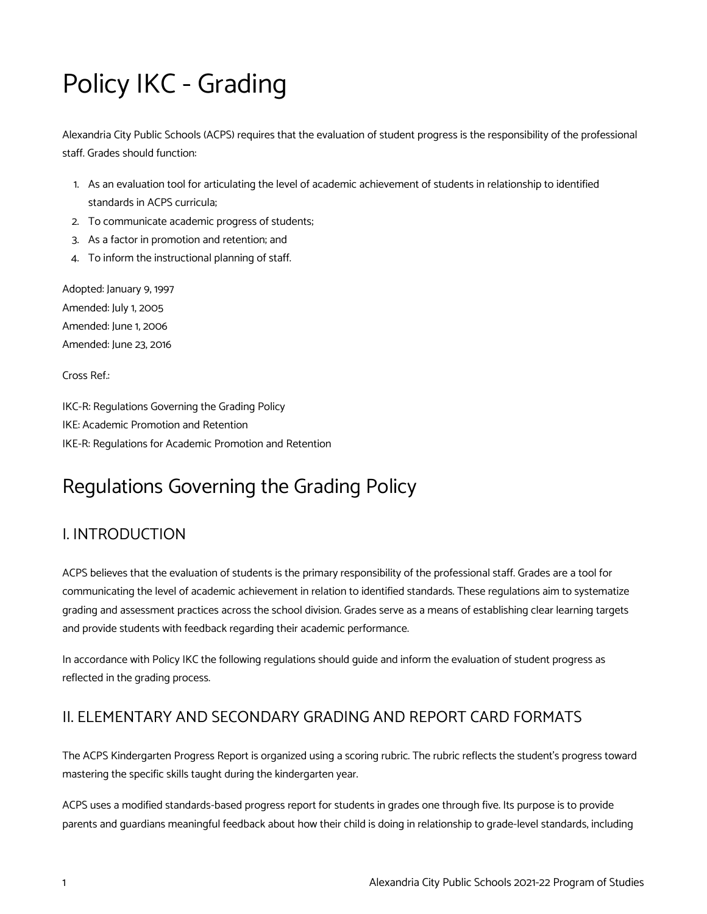# Policy IKC - Grading

Alexandria City Public Schools (ACPS) requires that the evaluation of student progress is the responsibility of the professional staff. Grades should function:

1. As an evaluation tool for articulating the level of academic achievement of students in relationship to identified standards in ACPS curricula;
2. To communicate academic progress of students;
3. As a factor in promotion and retention; and
4. To inform the instructional planning of staff.

Adopted: January 9, 1997
Amended: July 1, 2005
Amended: June 1, 2006
Amended: June 23, 2016

Cross Ref.:

IKC-R: Regulations Governing the Grading Policy
IKE: Academic Promotion and Retention
IKE-R: Regulations for Academic Promotion and Retention

# Regulations Governing the Grading Policy

## I. INTRODUCTION

ACPS believes that the evaluation of students is the primary responsibility of the professional staff. Grades are a tool for communicating the level of academic achievement in relation to identified standards. These regulations aim to systematize grading and assessment practices across the school division. Grades serve as a means of establishing clear learning targets and provide students with feedback regarding their academic performance.

In accordance with Policy IKC the following regulations should guide and inform the evaluation of student progress as reflected in the grading process.

## II. ELEMENTARY AND SECONDARY GRADING AND REPORT CARD FORMATS

The ACPS Kindergarten Progress Report is organized using a scoring rubric. The rubric reflects the student's progress toward mastering the specific skills taught during the kindergarten year.

ACPS uses a modified standards-based progress report for students in grades one through five. Its purpose is to provide parents and guardians meaningful feedback about how their child is doing in relationship to grade-level standards, including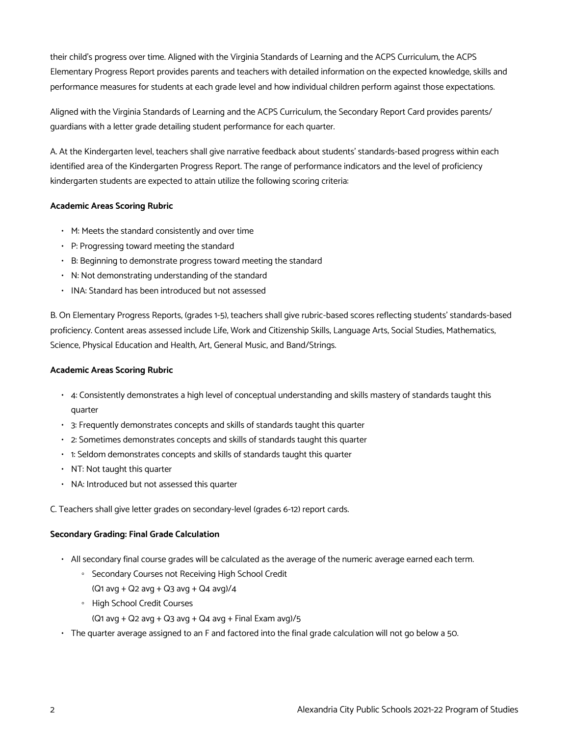their child's progress over time. Aligned with the Virginia Standards of Learning and the ACPS Curriculum, the ACPS Elementary Progress Report provides parents and teachers with detailed information on the expected knowledge, skills and performance measures for students at each grade level and how individual children perform against those expectations.

Aligned with the Virginia Standards of Learning and the ACPS Curriculum, the Secondary Report Card provides parents/guardians with a letter grade detailing student performance for each quarter.

A. At the Kindergarten level, teachers shall give narrative feedback about students' standards-based progress within each identified area of the Kindergarten Progress Report. The range of performance indicators and the level of proficiency kindergarten students are expected to attain utilize the following scoring criteria:

**Academic Areas Scoring Rubric**

- M: Meets the standard consistently and over time
- P: Progressing toward meeting the standard
- B: Beginning to demonstrate progress toward meeting the standard
- N: Not demonstrating understanding of the standard
- INA: Standard has been introduced but not assessed

B. On Elementary Progress Reports, (grades 1-5), teachers shall give rubric-based scores reflecting students' standards-based proficiency. Content areas assessed include Life, Work and Citizenship Skills, Language Arts, Social Studies, Mathematics, Science, Physical Education and Health, Art, General Music, and Band/Strings.

**Academic Areas Scoring Rubric**

- 4: Consistently demonstrates a high level of conceptual understanding and skills mastery of standards taught this quarter
- 3: Frequently demonstrates concepts and skills of standards taught this quarter
- 2: Sometimes demonstrates concepts and skills of standards taught this quarter
- 1: Seldom demonstrates concepts and skills of standards taught this quarter
- NT: Not taught this quarter
- NA: Introduced but not assessed this quarter

C. Teachers shall give letter grades on secondary-level (grades 6-12) report cards.

**Secondary Grading: Final Grade Calculation**

- All secondary final course grades will be calculated as the average of the numeric average earned each term.
  - Secondary Courses not Receiving High School Credit
    (Q1 avg + Q2 avg + Q3 avg + Q4 avg)/4
  - High School Credit Courses
    (Q1 avg + Q2 avg + Q3 avg + Q4 avg + Final Exam avg)/5
- The quarter average assigned to an F and factored into the final grade calculation will not go below a 50.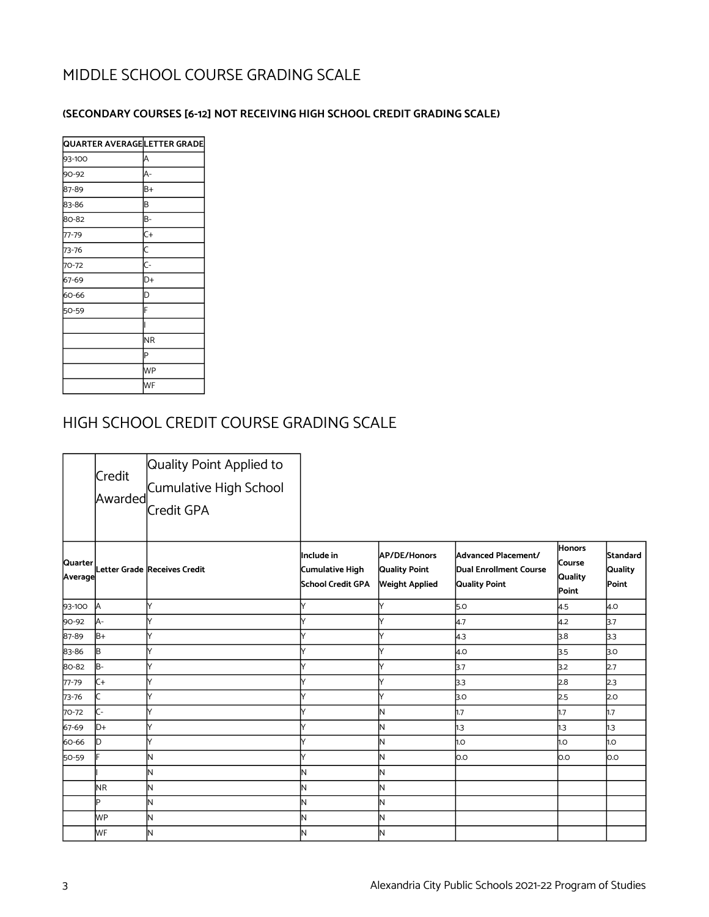## MIDDLE SCHOOL COURSE GRADING SCALE

**(SECONDARY COURSES [6-12] NOT RECEIVING HIGH SCHOOL CREDIT GRADING SCALE)**

| QUARTER AVERAGE | LETTER GRADE |
|---|---|
| 93-100 | A |
| 90-92 | A- |
| 87-89 | B+ |
| 83-86 | B |
| 80-82 | B- |
| 77-79 | C+ |
| 73-76 | C |
| 70-72 | C- |
| 67-69 | D+ |
| 60-66 | D |
| 50-59 | F |
| | I |
| | NR |
| | P |
| | WP |
| | WF |

## HIGH SCHOOL CREDIT COURSE GRADING SCALE

| | Credit Awarded | Quality Point Applied to Cumulative High School Credit GPA | | | | | |
|---|---|---|---|---|---|---|---|
| Quarter Average | Letter Grade | Receives Credit | Include in Cumulative High School Credit GPA | AP/DE/Honors Quality Point Weight Applied | Advanced Placement/ Dual Enrollment Course Quality Point | Honors Course Quality Point | Standard Quality Point |
| 93-100 | A | Y | Y | Y | 5.0 | 4.5 | 4.0 |
| 90-92 | A- | Y | Y | Y | 4.7 | 4.2 | 3.7 |
| 87-89 | B+ | Y | Y | Y | 4.3 | 3.8 | 3.3 |
| 83-86 | B | Y | Y | Y | 4.0 | 3.5 | 3.0 |
| 80-82 | B- | Y | Y | Y | 3.7 | 3.2 | 2.7 |
| 77-79 | C+ | Y | Y | Y | 3.3 | 2.8 | 2.3 |
| 73-76 | C | Y | Y | Y | 3.0 | 2.5 | 2.0 |
| 70-72 | C- | Y | Y | N | 1.7 | 1.7 | 1.7 |
| 67-69 | D+ | Y | Y | N | 1.3 | 1.3 | 1.3 |
| 60-66 | D | Y | Y | N | 1.0 | 1.0 | 1.0 |
| 50-59 | F | N | Y | N | 0.0 | 0.0 | 0.0 |
| | I | N | N | N | | | |
| | NR | N | N | N | | | |
| | P | N | N | N | | | |
| | WP | N | N | N | | | |
| | WF | N | N | N | | | |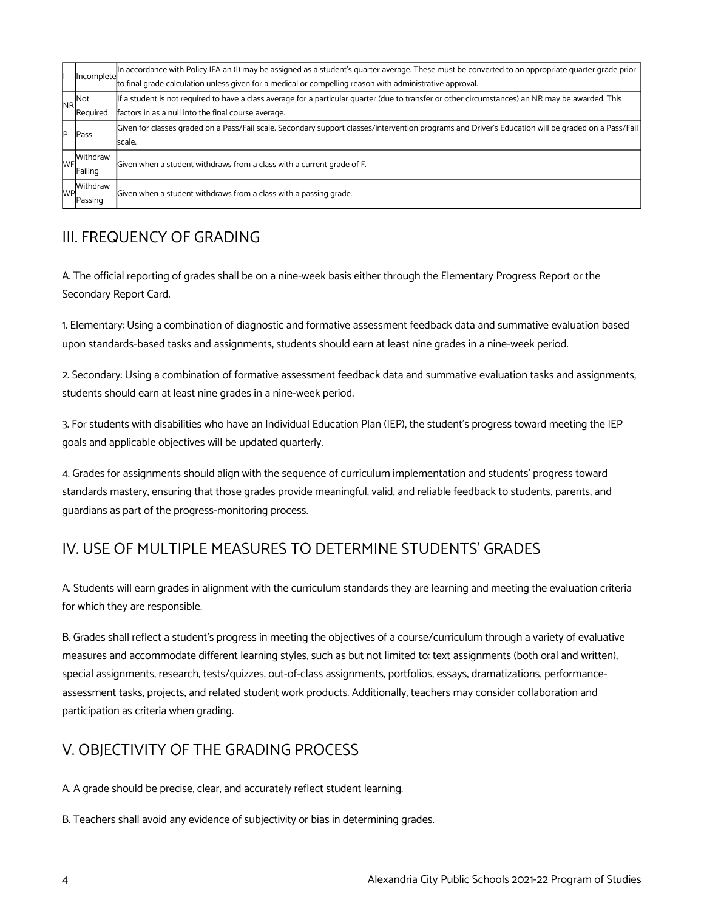| | | |
|---|---|---|
| I | Incomplete | In accordance with Policy IFA an (I) may be assigned as a student's quarter average. These must be converted to an appropriate quarter grade prior to final grade calculation unless given for a medical or compelling reason with administrative approval. |
| NR | Not Required | If a student is not required to have a class average for a particular quarter (due to transfer or other circumstances) an NR may be awarded. This factors in as a null into the final course average. |
| P | Pass | Given for classes graded on a Pass/Fail scale. Secondary support classes/intervention programs and Driver's Education will be graded on a Pass/Fail scale. |
| WF | Withdraw Failing | Given when a student withdraws from a class with a current grade of F. |
| WP | Withdraw Passing | Given when a student withdraws from a class with a passing grade. |

## III. FREQUENCY OF GRADING

A. The official reporting of grades shall be on a nine-week basis either through the Elementary Progress Report or the Secondary Report Card.

1. Elementary: Using a combination of diagnostic and formative assessment feedback data and summative evaluation based upon standards-based tasks and assignments, students should earn at least nine grades in a nine-week period.

2. Secondary: Using a combination of formative assessment feedback data and summative evaluation tasks and assignments, students should earn at least nine grades in a nine-week period.

3. For students with disabilities who have an Individual Education Plan (IEP), the student's progress toward meeting the IEP goals and applicable objectives will be updated quarterly.

4. Grades for assignments should align with the sequence of curriculum implementation and students' progress toward standards mastery, ensuring that those grades provide meaningful, valid, and reliable feedback to students, parents, and guardians as part of the progress-monitoring process.

## IV. USE OF MULTIPLE MEASURES TO DETERMINE STUDENTS' GRADES

A. Students will earn grades in alignment with the curriculum standards they are learning and meeting the evaluation criteria for which they are responsible.

B. Grades shall reflect a student's progress in meeting the objectives of a course/curriculum through a variety of evaluative measures and accommodate different learning styles, such as but not limited to: text assignments (both oral and written), special assignments, research, tests/quizzes, out-of-class assignments, portfolios, essays, dramatizations, performance-assessment tasks, projects, and related student work products. Additionally, teachers may consider collaboration and participation as criteria when grading.

## V. OBJECTIVITY OF THE GRADING PROCESS

A. A grade should be precise, clear, and accurately reflect student learning.

B. Teachers shall avoid any evidence of subjectivity or bias in determining grades.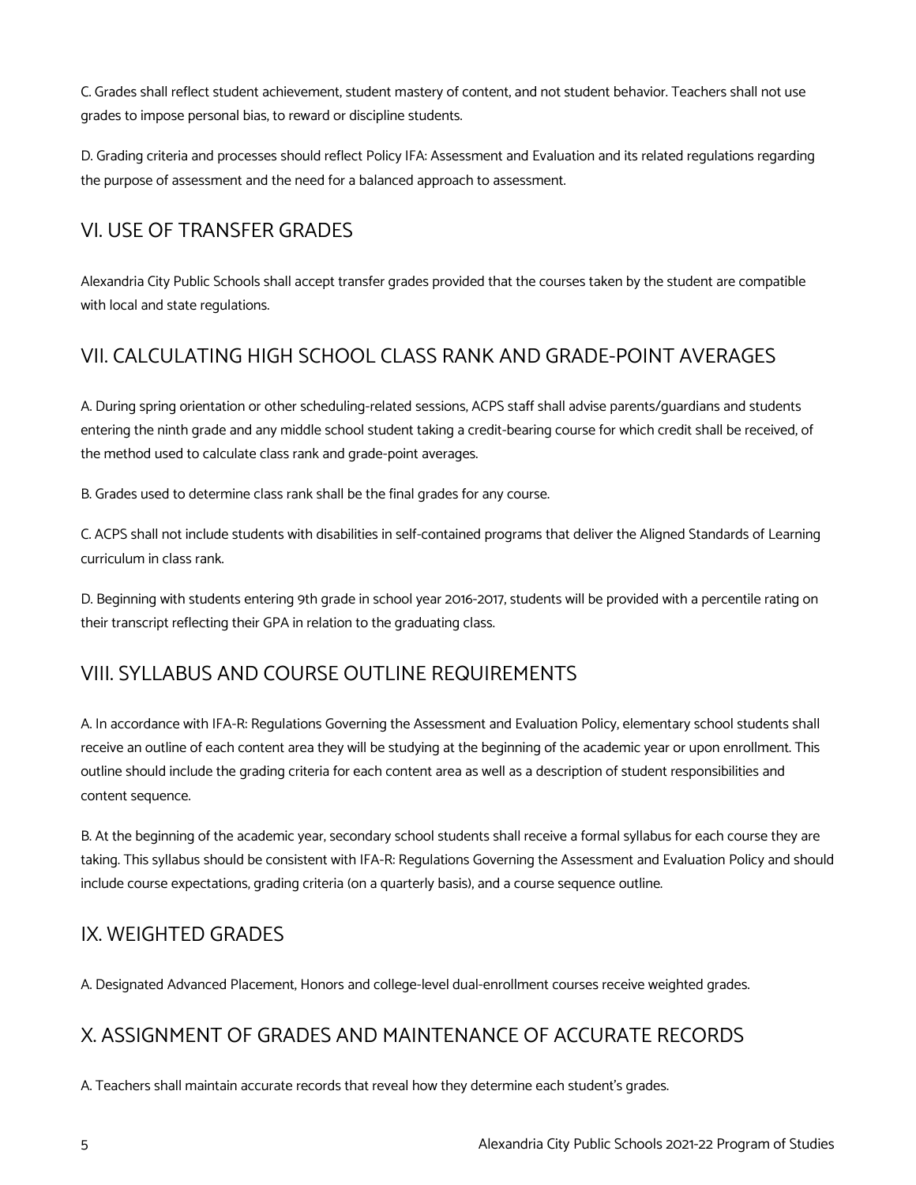C. Grades shall reflect student achievement, student mastery of content, and not student behavior. Teachers shall not use grades to impose personal bias, to reward or discipline students.

D. Grading criteria and processes should reflect Policy IFA: Assessment and Evaluation and its related regulations regarding the purpose of assessment and the need for a balanced approach to assessment.

## VI. USE OF TRANSFER GRADES

Alexandria City Public Schools shall accept transfer grades provided that the courses taken by the student are compatible with local and state regulations.

## VII. CALCULATING HIGH SCHOOL CLASS RANK AND GRADE-POINT AVERAGES

A. During spring orientation or other scheduling-related sessions, ACPS staff shall advise parents/guardians and students entering the ninth grade and any middle school student taking a credit-bearing course for which credit shall be received, of the method used to calculate class rank and grade-point averages.

B. Grades used to determine class rank shall be the final grades for any course.

C. ACPS shall not include students with disabilities in self-contained programs that deliver the Aligned Standards of Learning curriculum in class rank.

D. Beginning with students entering 9th grade in school year 2016-2017, students will be provided with a percentile rating on their transcript reflecting their GPA in relation to the graduating class.

## VIII. SYLLABUS AND COURSE OUTLINE REQUIREMENTS

A. In accordance with IFA-R: Regulations Governing the Assessment and Evaluation Policy, elementary school students shall receive an outline of each content area they will be studying at the beginning of the academic year or upon enrollment. This outline should include the grading criteria for each content area as well as a description of student responsibilities and content sequence.

B. At the beginning of the academic year, secondary school students shall receive a formal syllabus for each course they are taking. This syllabus should be consistent with IFA-R: Regulations Governing the Assessment and Evaluation Policy and should include course expectations, grading criteria (on a quarterly basis), and a course sequence outline.

## IX. WEIGHTED GRADES

A. Designated Advanced Placement, Honors and college-level dual-enrollment courses receive weighted grades.

## X. ASSIGNMENT OF GRADES AND MAINTENANCE OF ACCURATE RECORDS

A. Teachers shall maintain accurate records that reveal how they determine each student's grades.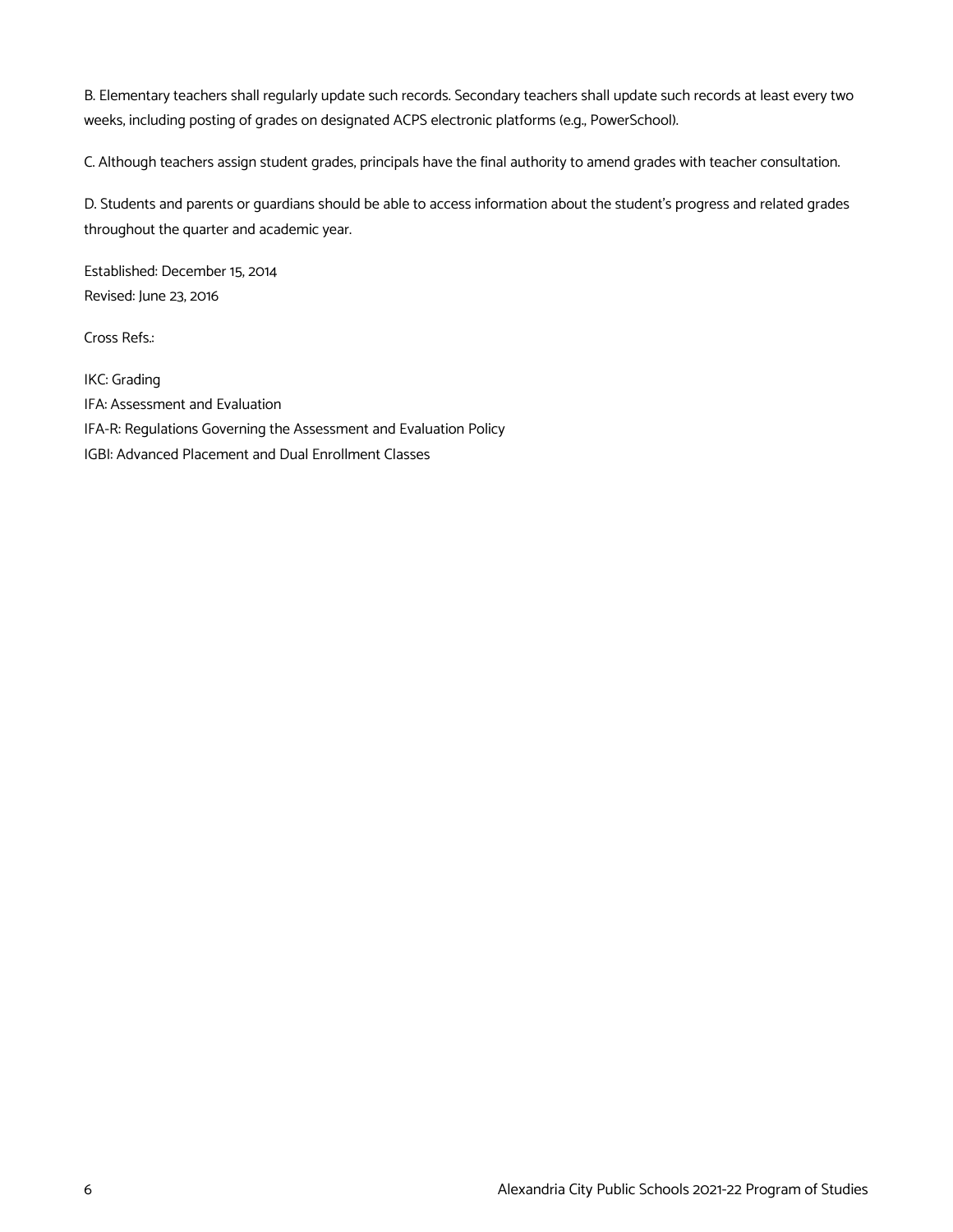B. Elementary teachers shall regularly update such records. Secondary teachers shall update such records at least every two weeks, including posting of grades on designated ACPS electronic platforms (e.g., PowerSchool).

C. Although teachers assign student grades, principals have the final authority to amend grades with teacher consultation.

D. Students and parents or guardians should be able to access information about the student's progress and related grades throughout the quarter and academic year.

Established: December 15, 2014
Revised: June 23, 2016

Cross Refs.:

IKC: Grading
IFA: Assessment and Evaluation
IFA-R: Regulations Governing the Assessment and Evaluation Policy
IGBI: Advanced Placement and Dual Enrollment Classes